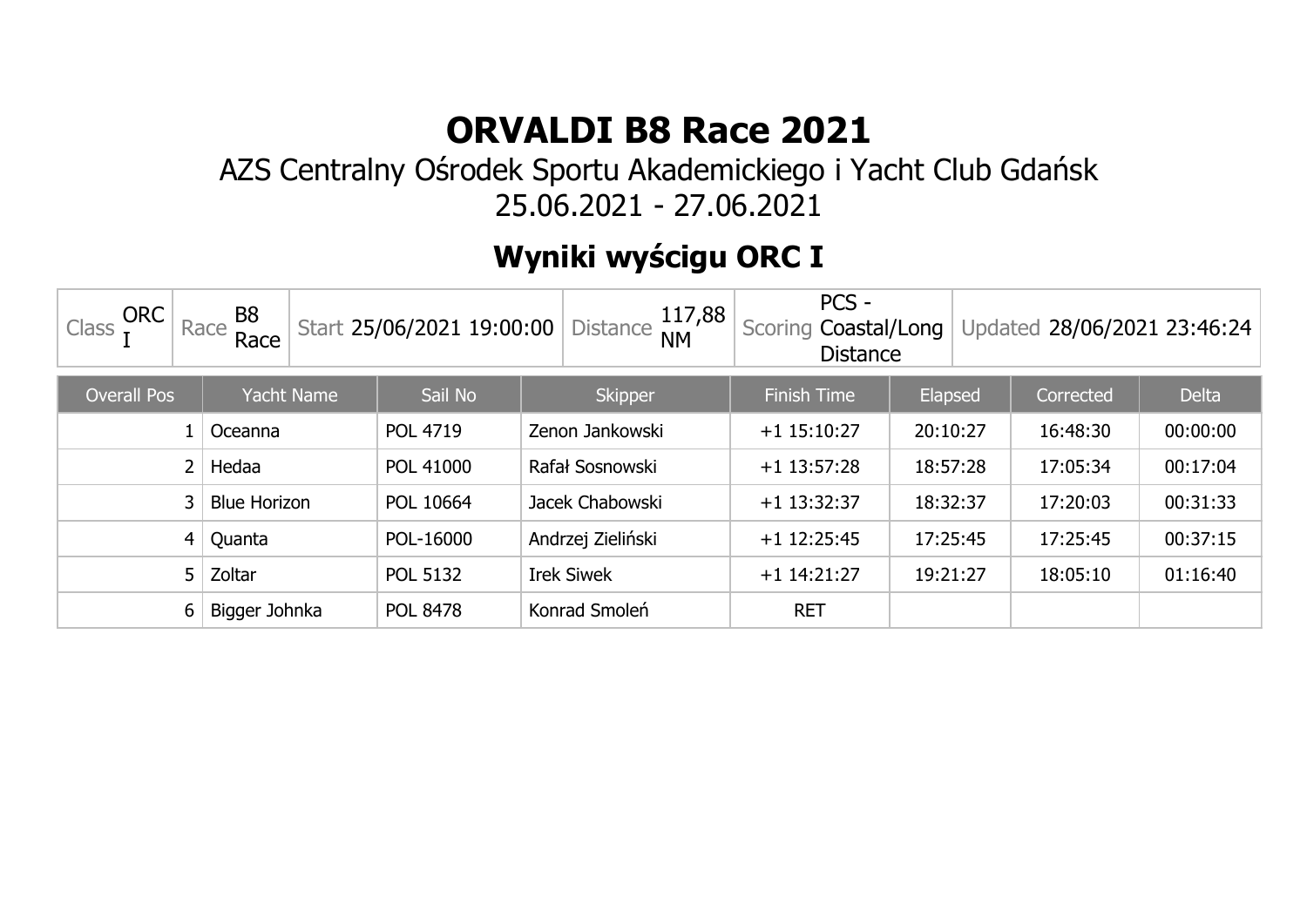# ORVALDI B8 Race 2021

AZS Centralny Ośrodek Sportu Akademickiego i Yacht Club Gdańsk
25.06.2021 - 27.06.2021

## Wyniki wyścigu ORC I

| Class | ORC I | Race | B8 Race | Start | 25/06/2021 19:00:00 | Distance | 117,88 NM | Scoring | PCS - Coastal/Long Distance | Updated | 28/06/2021 23:46:24 |
|---|---|---|---|---|---|---|---|---|---|---|---|

| Overall Pos | Yacht Name | Sail No | Skipper | Finish Time | Elapsed | Corrected | Delta |
|---|---|---|---|---|---|---|---|
| 1 | Oceanna | POL 4719 | Zenon Jankowski | +1 15:10:27 | 20:10:27 | 16:48:30 | 00:00:00 |
| 2 | Hedaa | POL 41000 | Rafał Sosnowski | +1 13:57:28 | 18:57:28 | 17:05:34 | 00:17:04 |
| 3 | Blue Horizon | POL 10664 | Jacek Chabowski | +1 13:32:37 | 18:32:37 | 17:20:03 | 00:31:33 |
| 4 | Quanta | POL-16000 | Andrzej Zieliński | +1 12:25:45 | 17:25:45 | 17:25:45 | 00:37:15 |
| 5 | Zoltar | POL 5132 | Irek Siwek | +1 14:21:27 | 19:21:27 | 18:05:10 | 01:16:40 |
| 6 | Bigger Johnka | POL 8478 | Konrad Smoleń | RET | | | |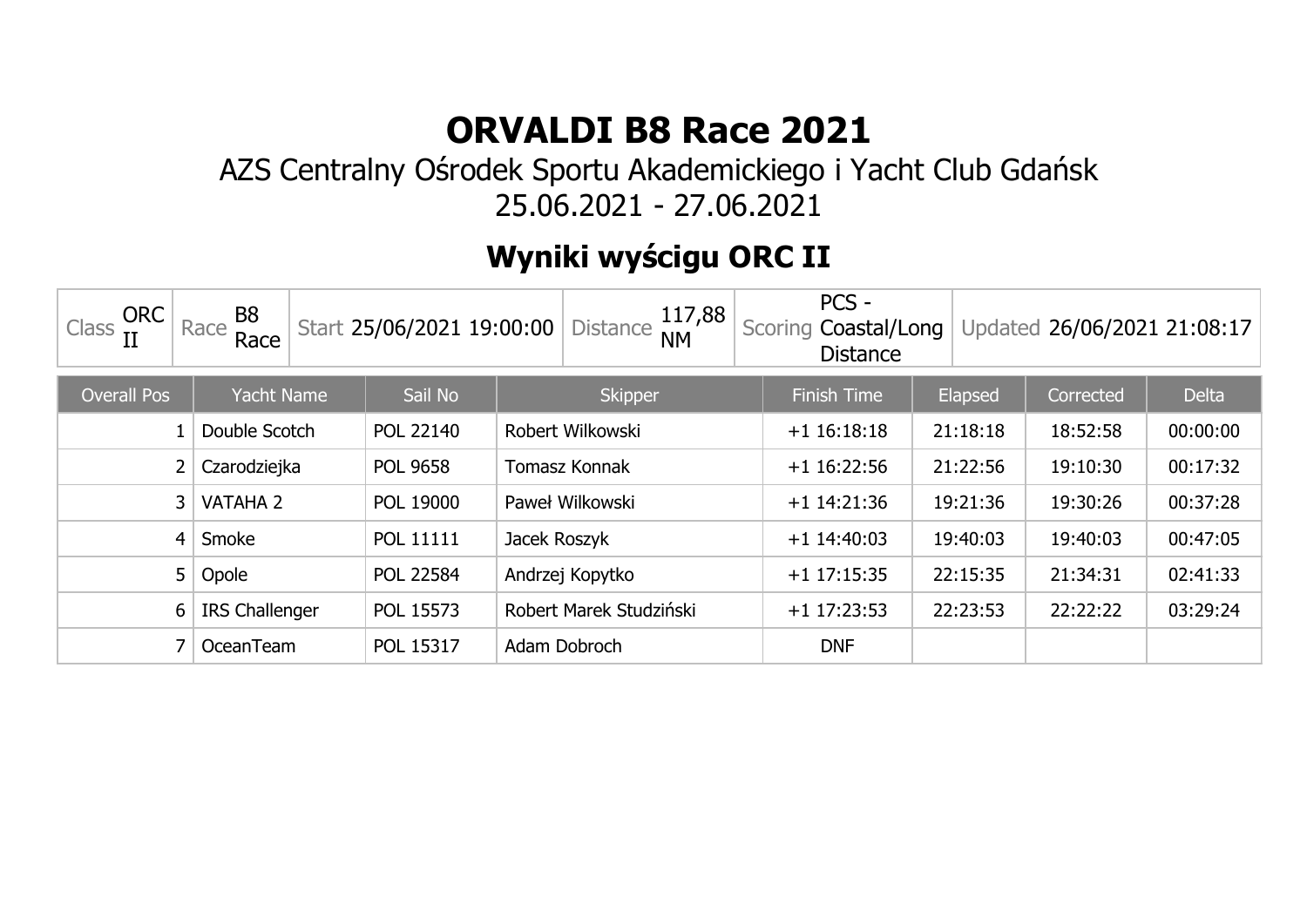# ORVALDI B8 Race 2021

AZS Centralny Ośrodek Sportu Akademickiego i Yacht Club Gdańsk
25.06.2021 - 27.06.2021

## Wyniki wyścigu ORC II

| Class | Race | Start | Distance | Scoring | Updated |
|---|---|---|---|---|---|
| ORC II | B8 Race | 25/06/2021 19:00:00 | 117,88 NM | PCS - Coastal/Long Distance | 26/06/2021 21:08:17 |

| Overall Pos | Yacht Name | Sail No | Skipper | Finish Time | Elapsed | Corrected | Delta |
|---|---|---|---|---|---|---|---|
| 1 | Double Scotch | POL 22140 | Robert Wilkowski | +1 16:18:18 | 21:18:18 | 18:52:58 | 00:00:00 |
| 2 | Czarodziejka | POL 9658 | Tomasz Konnak | +1 16:22:56 | 21:22:56 | 19:10:30 | 00:17:32 |
| 3 | VATAHA 2 | POL 19000 | Paweł Wilkowski | +1 14:21:36 | 19:21:36 | 19:30:26 | 00:37:28 |
| 4 | Smoke | POL 11111 | Jacek Roszyk | +1 14:40:03 | 19:40:03 | 19:40:03 | 00:47:05 |
| 5 | Opole | POL 22584 | Andrzej Kopytko | +1 17:15:35 | 22:15:35 | 21:34:31 | 02:41:33 |
| 6 | IRS Challenger | POL 15573 | Robert Marek Studziński | +1 17:23:53 | 22:23:53 | 22:22:22 | 03:29:24 |
| 7 | OceanTeam | POL 15317 | Adam Dobroch | DNF | | | |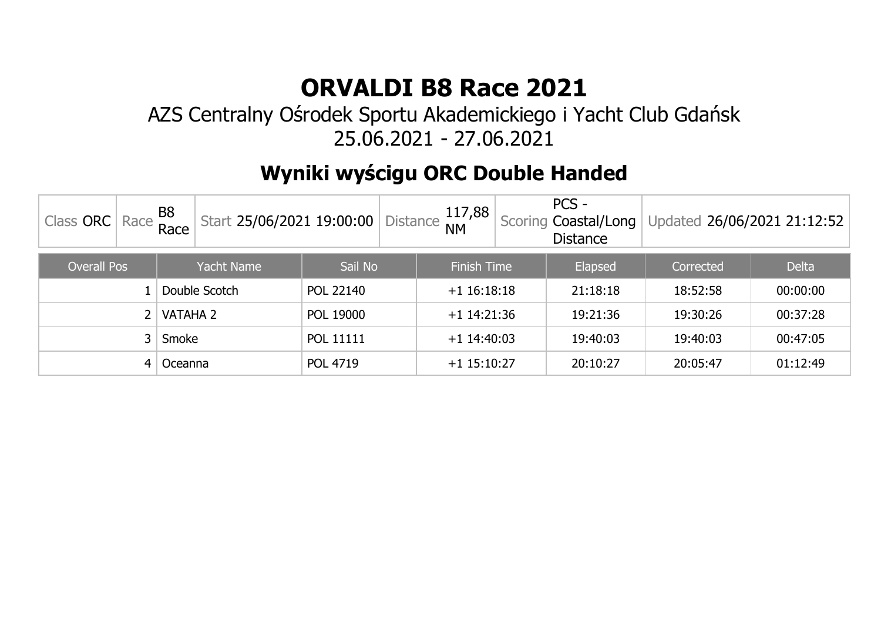# ORVALDI B8 Race 2021

AZS Centralny Ośrodek Sportu Akademickiego i Yacht Club Gdańsk
25.06.2021 - 27.06.2021

## Wyniki wyścigu ORC Double Handed

| Class ORC | Race B8 Race | Start 25/06/2021 19:00:00 | Distance 117,88 NM | Scoring PCS - Coastal/Long Distance | Updated 26/06/2021 21:12:52 |
|---|---|---|---|---|---|

| Overall Pos | Yacht Name | Sail No | Finish Time | Elapsed | Corrected | Delta |
|---|---|---|---|---|---|---|
| 1 | Double Scotch | POL 22140 | +1 16:18:18 | 21:18:18 | 18:52:58 | 00:00:00 |
| 2 | VATAHA 2 | POL 19000 | +1 14:21:36 | 19:21:36 | 19:30:26 | 00:37:28 |
| 3 | Smoke | POL 11111 | +1 14:40:03 | 19:40:03 | 19:40:03 | 00:47:05 |
| 4 | Oceanna | POL 4719 | +1 15:10:27 | 20:10:27 | 20:05:47 | 01:12:49 |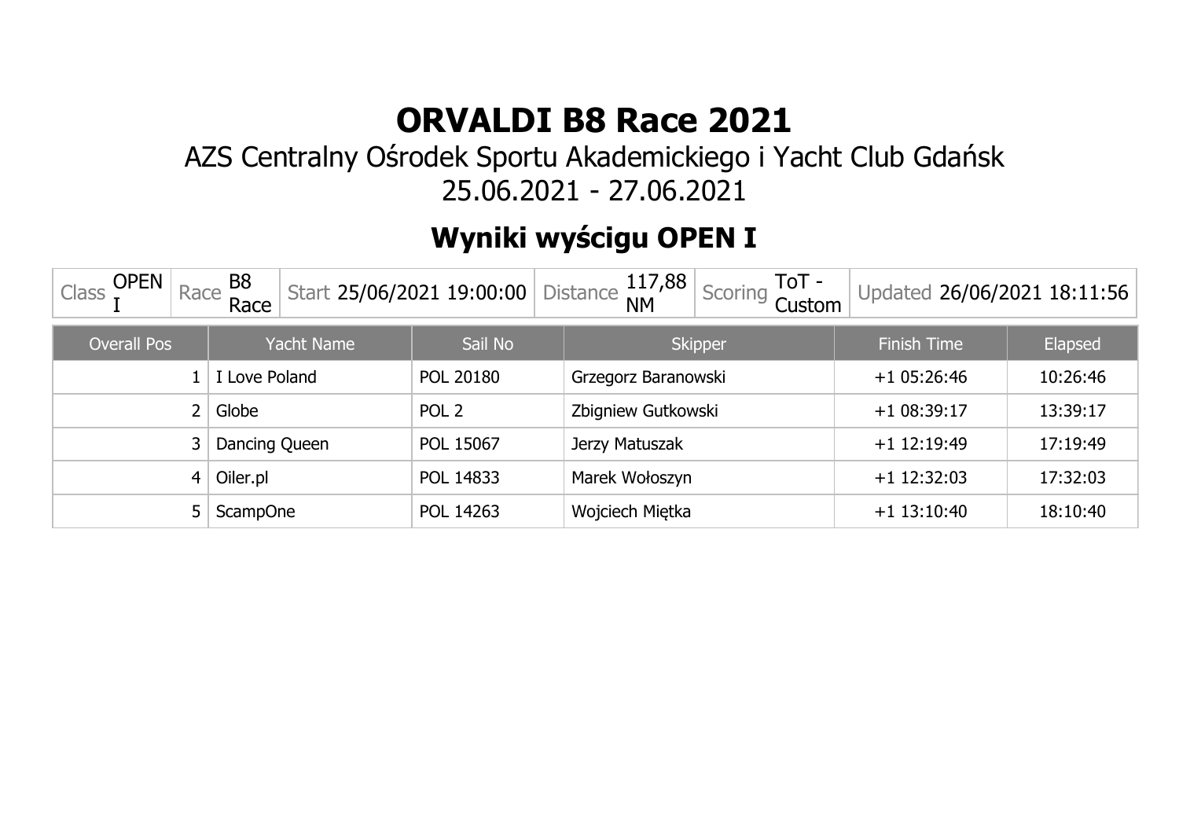# ORVALDI B8 Race 2021

AZS Centralny Ośrodek Sportu Akademickiego i Yacht Club Gdańsk

25.06.2021 - 27.06.2021

## Wyniki wyścigu OPEN I

| Class | Race | Start | Distance | Scoring | Updated |
|---|---|---|---|---|---|
| OPEN I | B8 Race | 25/06/2021 19:00:00 | 117,88 NM | ToT - Custom | 26/06/2021 18:11:56 |

| Overall Pos | Yacht Name | Sail No | Skipper | Finish Time | Elapsed |
|---|---|---|---|---|---|
| 1 | I Love Poland | POL 20180 | Grzegorz Baranowski | +1 05:26:46 | 10:26:46 |
| 2 | Globe | POL 2 | Zbigniew Gutkowski | +1 08:39:17 | 13:39:17 |
| 3 | Dancing Queen | POL 15067 | Jerzy Matuszak | +1 12:19:49 | 17:19:49 |
| 4 | Oiler.pl | POL 14833 | Marek Wołoszyn | +1 12:32:03 | 17:32:03 |
| 5 | ScampOne | POL 14263 | Wojciech Miętka | +1 13:10:40 | 18:10:40 |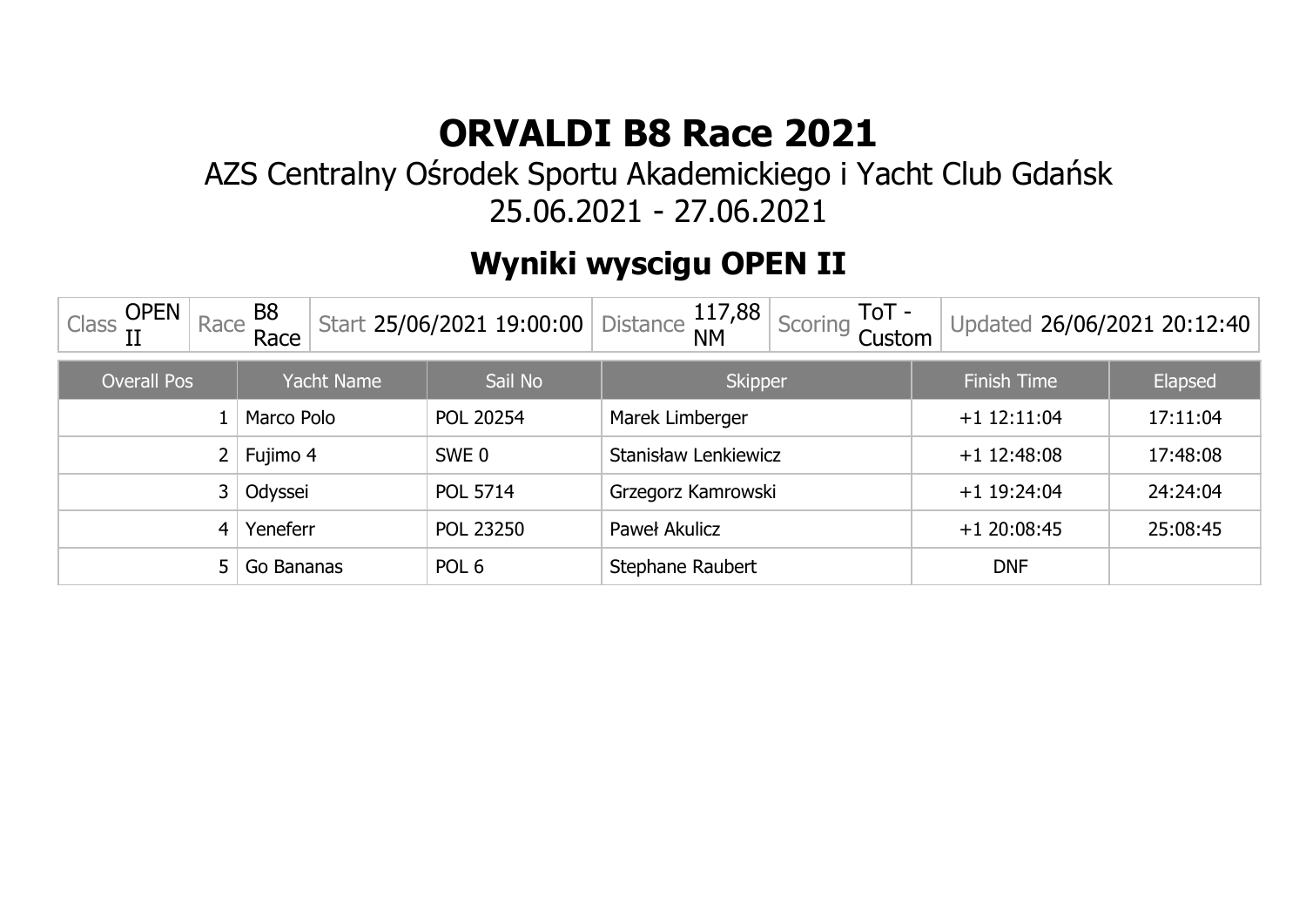# ORVALDI B8 Race 2021

AZS Centralny Ośrodek Sportu Akademickiego i Yacht Club Gdańsk

25.06.2021 - 27.06.2021

## Wyniki wyscigu OPEN II

| Class | OPEN II | Race | B8 Race | Start | 25/06/2021 19:00:00 | Distance | 117,88 NM | Scoring | ToT - Custom | Updated | 26/06/2021 20:12:40 |
|---|---|---|---|---|---|---|---|---|---|---|---|

| Overall Pos | Yacht Name | Sail No | Skipper | Finish Time | Elapsed |
|---|---|---|---|---|---|
| 1 | Marco Polo | POL 20254 | Marek Limberger | +1 12:11:04 | 17:11:04 |
| 2 | Fujimo 4 | SWE 0 | Stanisław Lenkiewicz | +1 12:48:08 | 17:48:08 |
| 3 | Odyssei | POL 5714 | Grzegorz Kamrowski | +1 19:24:04 | 24:24:04 |
| 4 | Yeneferr | POL 23250 | Paweł Akulicz | +1 20:08:45 | 25:08:45 |
| 5 | Go Bananas | POL 6 | Stephane Raubert | DNF | |